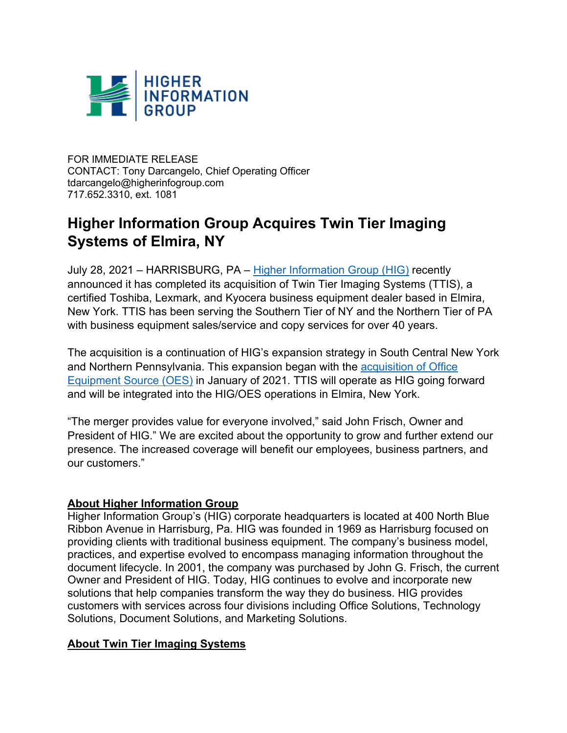HIGHER INFORMATION GROUP

FOR IMMEDIATE RELEASE
CONTACT: Tony Darcangelo, Chief Operating Officer
tdarcangelo@higherinfogroup.com
717.652.3310, ext. 1081

# Higher Information Group Acquires Twin Tier Imaging Systems of Elmira, NY

July 28, 2021 – HARRISBURG, PA – Higher Information Group (HIG) recently announced it has completed its acquisition of Twin Tier Imaging Systems (TTIS), a certified Toshiba, Lexmark, and Kyocera business equipment dealer based in Elmira, New York. TTIS has been serving the Southern Tier of NY and the Northern Tier of PA with business equipment sales/service and copy services for over 40 years.

The acquisition is a continuation of HIG's expansion strategy in South Central New York and Northern Pennsylvania. This expansion began with the acquisition of Office Equipment Source (OES) in January of 2021. TTIS will operate as HIG going forward and will be integrated into the HIG/OES operations in Elmira, New York.

"The merger provides value for everyone involved," said John Frisch, Owner and President of HIG." We are excited about the opportunity to grow and further extend our presence. The increased coverage will benefit our employees, business partners, and our customers."

**About Higher Information Group**

Higher Information Group's (HIG) corporate headquarters is located at 400 North Blue Ribbon Avenue in Harrisburg, Pa. HIG was founded in 1969 as Harrisburg focused on providing clients with traditional business equipment. The company's business model, practices, and expertise evolved to encompass managing information throughout the document lifecycle. In 2001, the company was purchased by John G. Frisch, the current Owner and President of HIG. Today, HIG continues to evolve and incorporate new solutions that help companies transform the way they do business. HIG provides customers with services across four divisions including Office Solutions, Technology Solutions, Document Solutions, and Marketing Solutions.

**About Twin Tier Imaging Systems**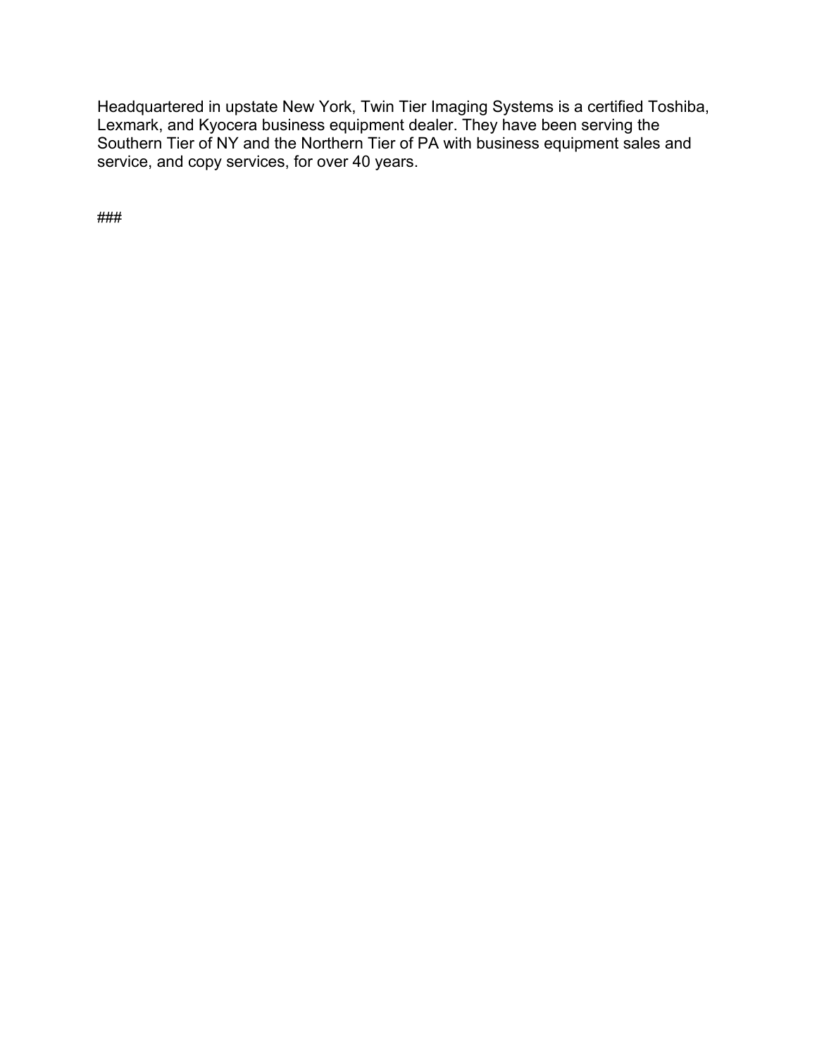Headquartered in upstate New York, Twin Tier Imaging Systems is a certified Toshiba, Lexmark, and Kyocera business equipment dealer. They have been serving the Southern Tier of NY and the Northern Tier of PA with business equipment sales and service, and copy services, for over 40 years.

###